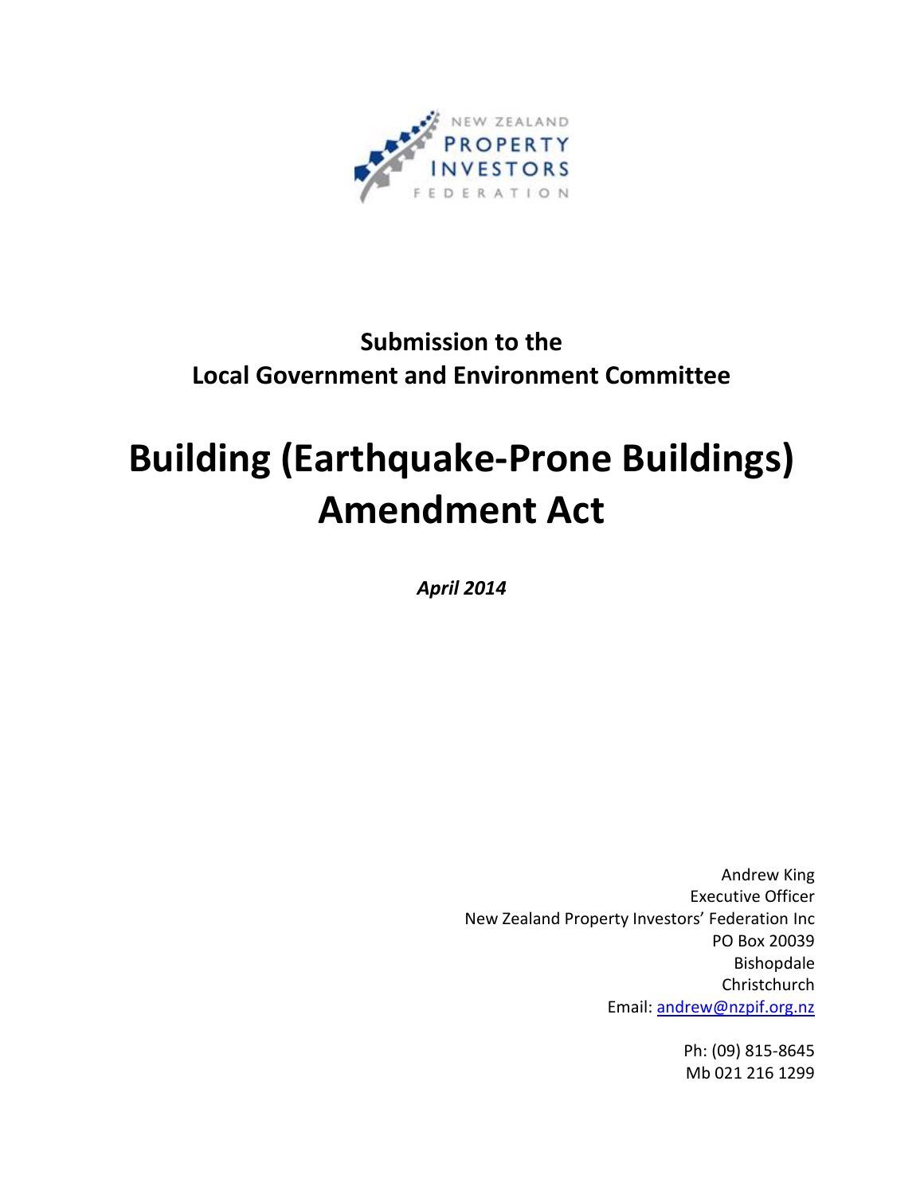NEW ZEALAND PROPERTY INVESTORS FEDERATION

**Submission to the**
**Local Government and Environment Committee**

# Building (Earthquake-Prone Buildings) Amendment Act

***April 2014***

Andrew King
Executive Officer
New Zealand Property Investors' Federation Inc
PO Box 20039
Bishopdale
Christchurch
Email: andrew@nzpif.org.nz

Ph: (09) 815-8645
Mb 021 216 1299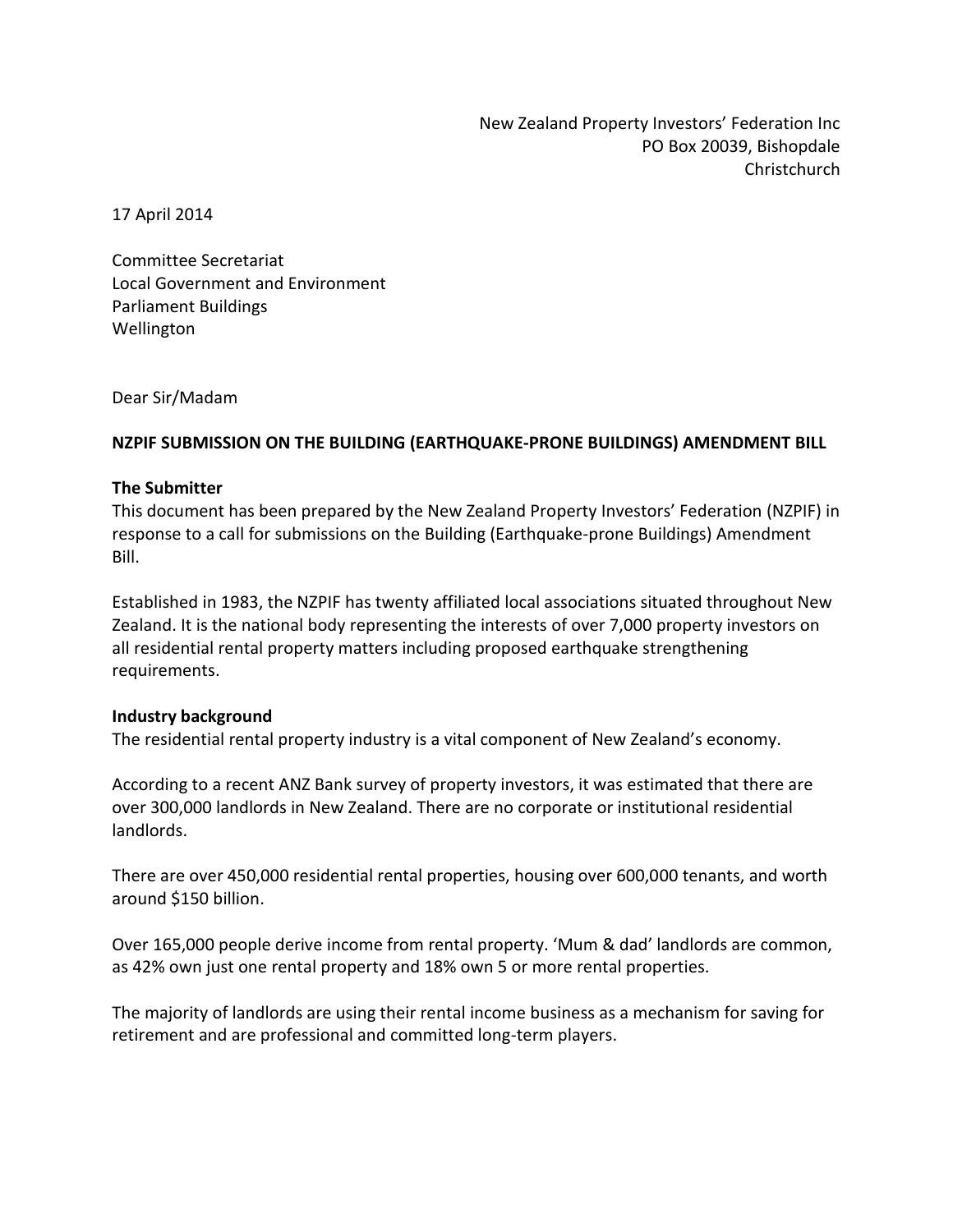New Zealand Property Investors' Federation Inc
PO Box 20039, Bishopdale
Christchurch

17 April 2014

Committee Secretariat
Local Government and Environment
Parliament Buildings
Wellington

Dear Sir/Madam

**NZPIF SUBMISSION ON THE BUILDING (EARTHQUAKE-PRONE BUILDINGS) AMENDMENT BILL**

**The Submitter**
This document has been prepared by the New Zealand Property Investors' Federation (NZPIF) in response to a call for submissions on the Building (Earthquake-prone Buildings) Amendment Bill.

Established in 1983, the NZPIF has twenty affiliated local associations situated throughout New Zealand. It is the national body representing the interests of over 7,000 property investors on all residential rental property matters including proposed earthquake strengthening requirements.

**Industry background**
The residential rental property industry is a vital component of New Zealand's economy.

According to a recent ANZ Bank survey of property investors, it was estimated that there are over 300,000 landlords in New Zealand. There are no corporate or institutional residential landlords.

There are over 450,000 residential rental properties, housing over 600,000 tenants, and worth around $150 billion.

Over 165,000 people derive income from rental property. 'Mum & dad' landlords are common, as 42% own just one rental property and 18% own 5 or more rental properties.

The majority of landlords are using their rental income business as a mechanism for saving for retirement and are professional and committed long-term players.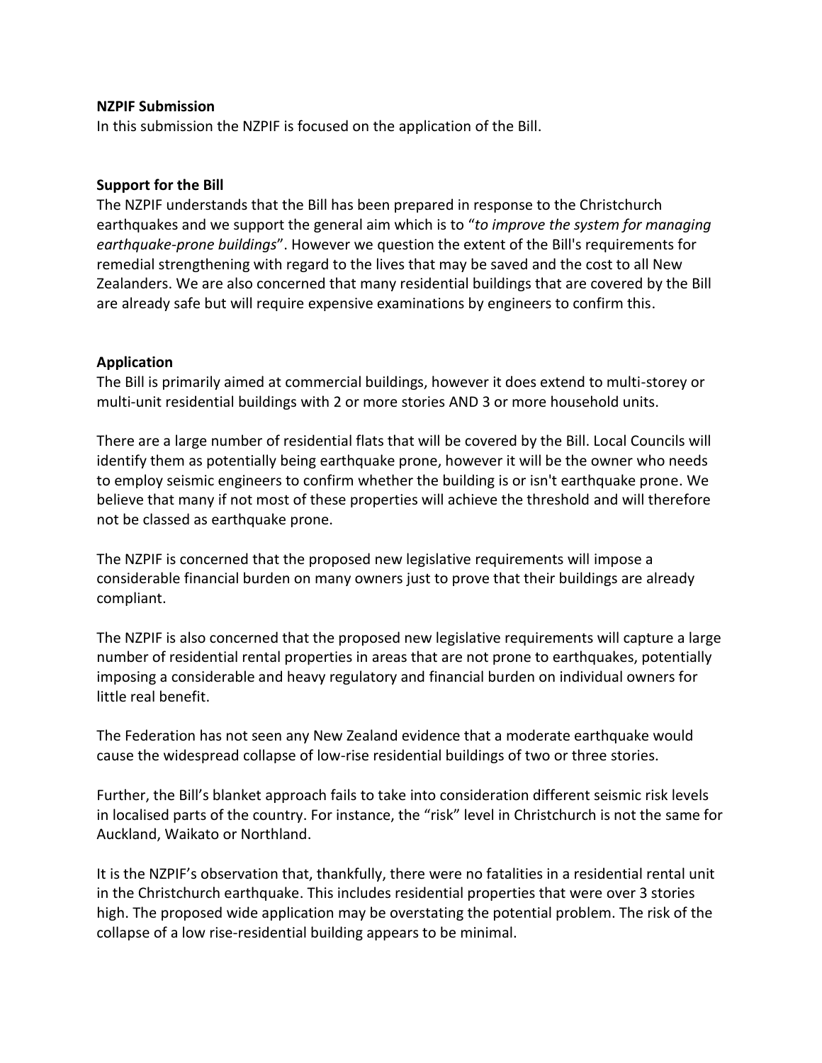**NZPIF Submission**

In this submission the NZPIF is focused on the application of the Bill.

**Support for the Bill**

The NZPIF understands that the Bill has been prepared in response to the Christchurch earthquakes and we support the general aim which is to "*to improve the system for managing earthquake-prone buildings*". However we question the extent of the Bill's requirements for remedial strengthening with regard to the lives that may be saved and the cost to all New Zealanders. We are also concerned that many residential buildings that are covered by the Bill are already safe but will require expensive examinations by engineers to confirm this.

**Application**

The Bill is primarily aimed at commercial buildings, however it does extend to multi-storey or multi-unit residential buildings with 2 or more stories AND 3 or more household units.

There are a large number of residential flats that will be covered by the Bill. Local Councils will identify them as potentially being earthquake prone, however it will be the owner who needs to employ seismic engineers to confirm whether the building is or isn't earthquake prone. We believe that many if not most of these properties will achieve the threshold and will therefore not be classed as earthquake prone.

The NZPIF is concerned that the proposed new legislative requirements will impose a considerable financial burden on many owners just to prove that their buildings are already compliant.

The NZPIF is also concerned that the proposed new legislative requirements will capture a large number of residential rental properties in areas that are not prone to earthquakes, potentially imposing a considerable and heavy regulatory and financial burden on individual owners for little real benefit.

The Federation has not seen any New Zealand evidence that a moderate earthquake would cause the widespread collapse of low-rise residential buildings of two or three stories.

Further, the Bill's blanket approach fails to take into consideration different seismic risk levels in localised parts of the country. For instance, the "risk" level in Christchurch is not the same for Auckland, Waikato or Northland.

It is the NZPIF's observation that, thankfully, there were no fatalities in a residential rental unit in the Christchurch earthquake. This includes residential properties that were over 3 stories high. The proposed wide application may be overstating the potential problem. The risk of the collapse of a low rise-residential building appears to be minimal.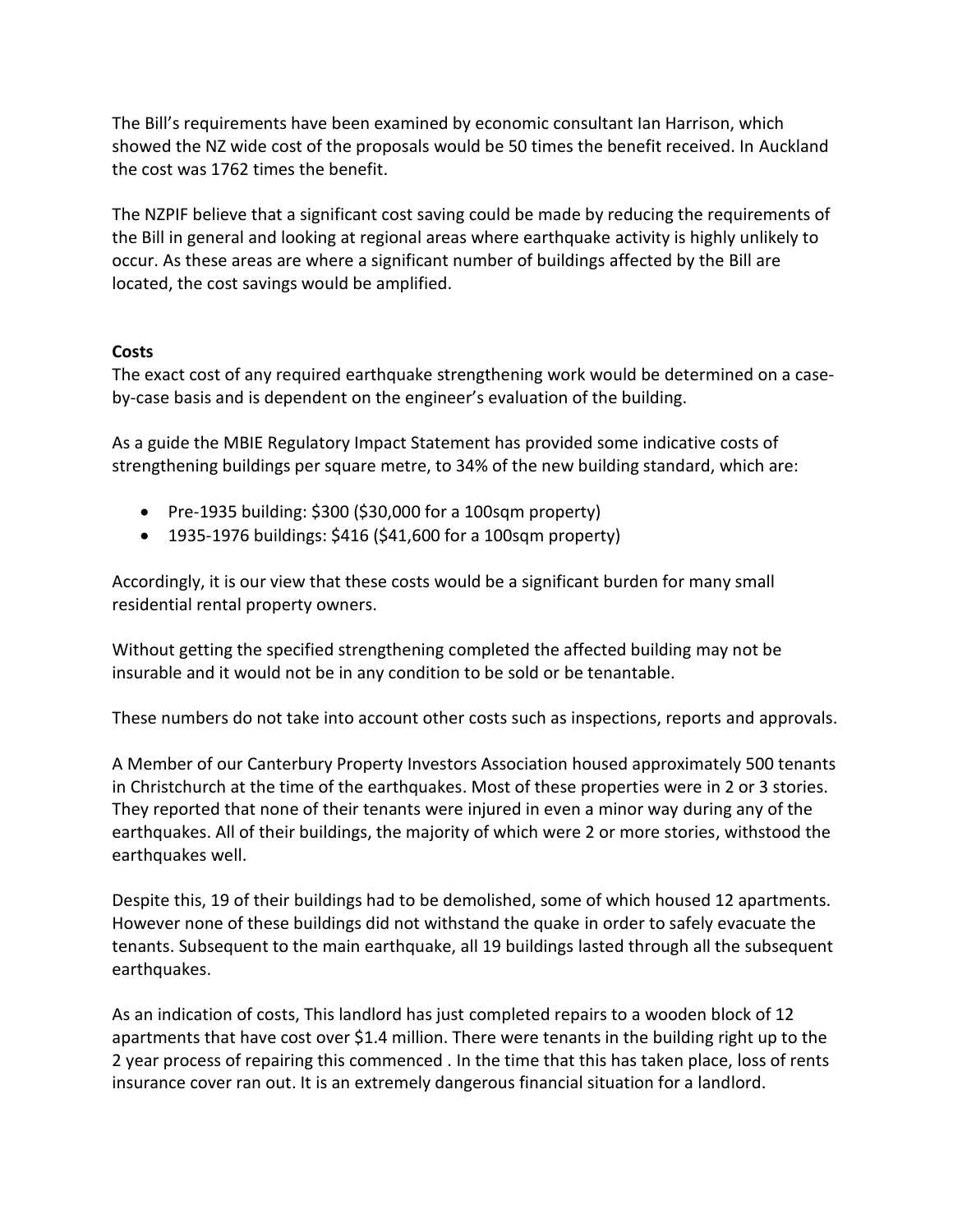The Bill's requirements have been examined by economic consultant Ian Harrison, which showed the NZ wide cost of the proposals would be 50 times the benefit received. In Auckland the cost was 1762 times the benefit.

The NZPIF believe that a significant cost saving could be made by reducing the requirements of the Bill in general and looking at regional areas where earthquake activity is highly unlikely to occur. As these areas are where a significant number of buildings affected by the Bill are located, the cost savings would be amplified.

**Costs**

The exact cost of any required earthquake strengthening work would be determined on a case-by-case basis and is dependent on the engineer's evaluation of the building.

As a guide the MBIE Regulatory Impact Statement has provided some indicative costs of strengthening buildings per square metre, to 34% of the new building standard, which are:

- Pre-1935 building: $300 ($30,000 for a 100sqm property)
- 1935-1976 buildings: $416 ($41,600 for a 100sqm property)

Accordingly, it is our view that these costs would be a significant burden for many small residential rental property owners.

Without getting the specified strengthening completed the affected building may not be insurable and it would not be in any condition to be sold or be tenantable.

These numbers do not take into account other costs such as inspections, reports and approvals.

A Member of our Canterbury Property Investors Association housed approximately 500 tenants in Christchurch at the time of the earthquakes. Most of these properties were in 2 or 3 stories. They reported that none of their tenants were injured in even a minor way during any of the earthquakes. All of their buildings, the majority of which were 2 or more stories, withstood the earthquakes well.

Despite this, 19 of their buildings had to be demolished, some of which housed 12 apartments. However none of these buildings did not withstand the quake in order to safely evacuate the tenants. Subsequent to the main earthquake, all 19 buildings lasted through all the subsequent earthquakes.

As an indication of costs, This landlord has just completed repairs to a wooden block of 12 apartments that have cost over $1.4 million. There were tenants in the building right up to the 2 year process of repairing this commenced . In the time that this has taken place, loss of rents insurance cover ran out. It is an extremely dangerous financial situation for a landlord.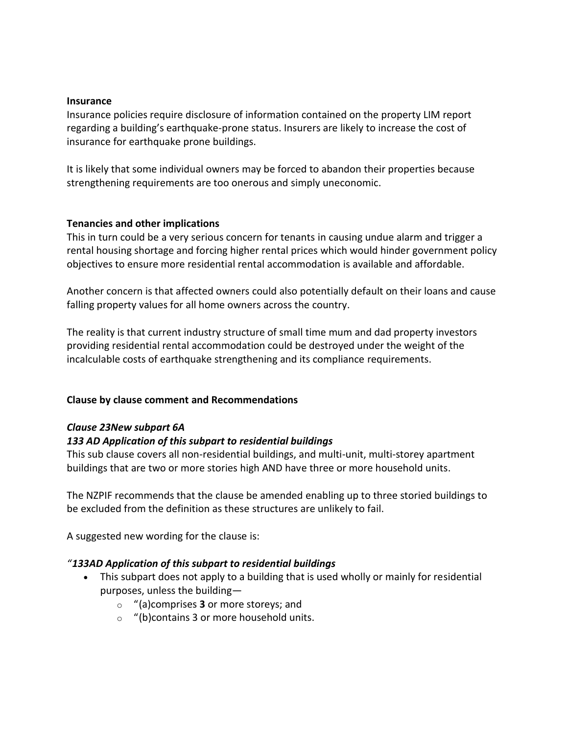**Insurance**

Insurance policies require disclosure of information contained on the property LIM report regarding a building's earthquake-prone status. Insurers are likely to increase the cost of insurance for earthquake prone buildings.

It is likely that some individual owners may be forced to abandon their properties because strengthening requirements are too onerous and simply uneconomic.

**Tenancies and other implications**

This in turn could be a very serious concern for tenants in causing undue alarm and trigger a rental housing shortage and forcing higher rental prices which would hinder government policy objectives to ensure more residential rental accommodation is available and affordable.

Another concern is that affected owners could also potentially default on their loans and cause falling property values for all home owners across the country.

The reality is that current industry structure of small time mum and dad property investors providing residential rental accommodation could be destroyed under the weight of the incalculable costs of earthquake strengthening and its compliance requirements.

**Clause by clause comment and Recommendations**

***Clause 23New subpart 6A***

***133 AD Application of this subpart to residential buildings***

This sub clause covers all non-residential buildings, and multi-unit, multi-storey apartment buildings that are two or more stories high AND have three or more household units.

The NZPIF recommends that the clause be amended enabling up to three storied buildings to be excluded from the definition as these structures are unlikely to fail.

A suggested new wording for the clause is:

*"**133AD Application of this subpart to residential buildings***

- This subpart does not apply to a building that is used wholly or mainly for residential purposes, unless the building—
  - "(a)comprises **3** or more storeys; and
  - "(b)contains 3 or more household units.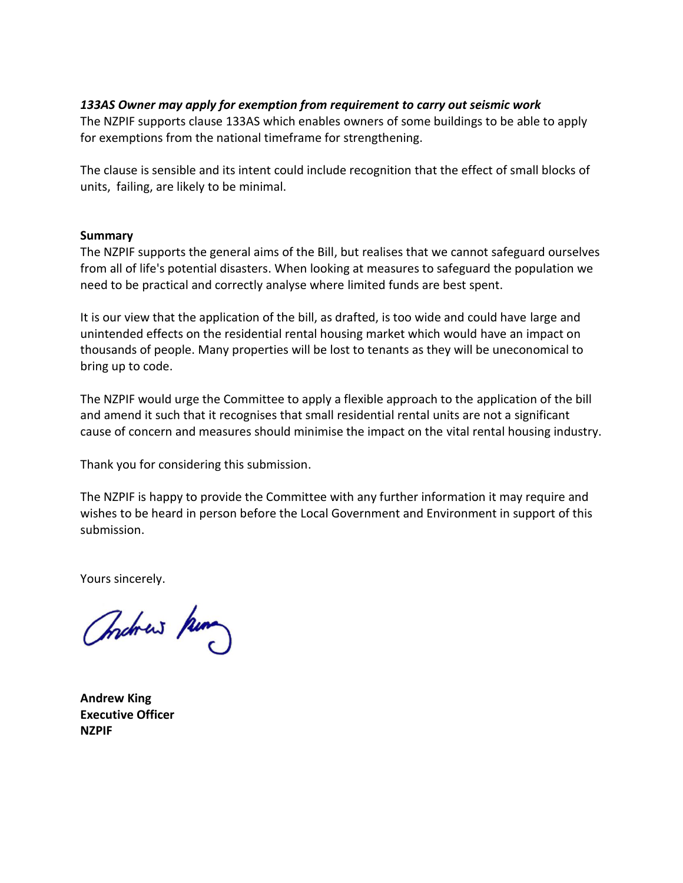***133AS Owner may apply for exemption from requirement to carry out seismic work***

The NZPIF supports clause 133AS which enables owners of some buildings to be able to apply for exemptions from the national timeframe for strengthening.

The clause is sensible and its intent could include recognition that the effect of small blocks of units, failing, are likely to be minimal.

**Summary**

The NZPIF supports the general aims of the Bill, but realises that we cannot safeguard ourselves from all of life's potential disasters. When looking at measures to safeguard the population we need to be practical and correctly analyse where limited funds are best spent.

It is our view that the application of the bill, as drafted, is too wide and could have large and unintended effects on the residential rental housing market which would have an impact on thousands of people. Many properties will be lost to tenants as they will be uneconomical to bring up to code.

The NZPIF would urge the Committee to apply a flexible approach to the application of the bill and amend it such that it recognises that small residential rental units are not a significant cause of concern and measures should minimise the impact on the vital rental housing industry.

Thank you for considering this submission.

The NZPIF is happy to provide the Committee with any further information it may require and wishes to be heard in person before the Local Government and Environment in support of this submission.

Yours sincerely.

**Andrew King**
**Executive Officer**
**NZPIF**